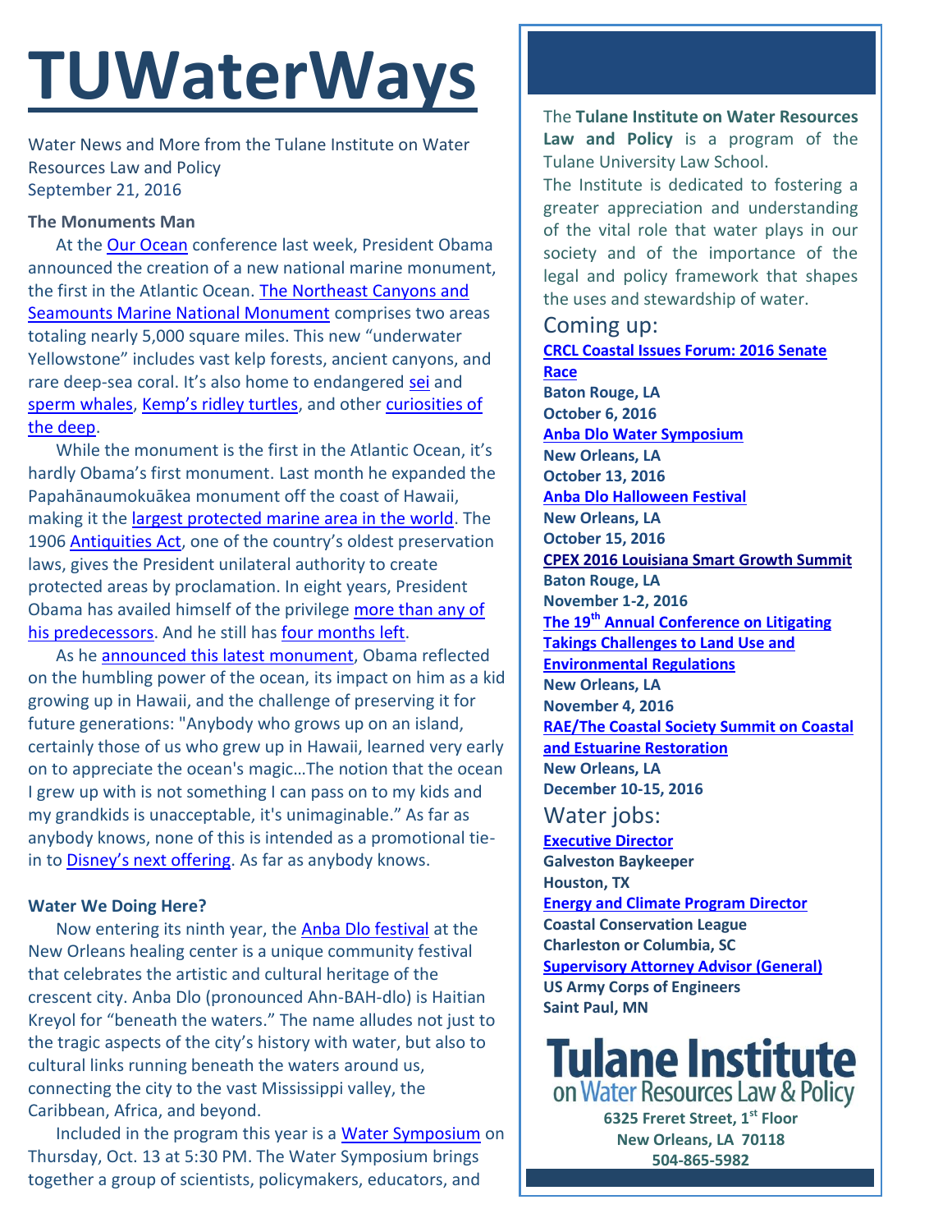# TUWaterWays

Water News and More from the Tulane Institute on Water Resources Law and Policy
September 21, 2016

**The Monuments Man**

At the Our Ocean conference last week, President Obama announced the creation of a new national marine monument, the first in the Atlantic Ocean. The Northeast Canyons and Seamounts Marine National Monument comprises two areas totaling nearly 5,000 square miles. This new "underwater Yellowstone" includes vast kelp forests, ancient canyons, and rare deep-sea coral. It's also home to endangered sei and sperm whales, Kemp's ridley turtles, and other curiosities of the deep.

While the monument is the first in the Atlantic Ocean, it's hardly Obama's first monument. Last month he expanded the Papahānaumokuākea monument off the coast of Hawaii, making it the largest protected marine area in the world. The 1906 Antiquities Act, one of the country's oldest preservation laws, gives the President unilateral authority to create protected areas by proclamation. In eight years, President Obama has availed himself of the privilege more than any of his predecessors. And he still has four months left.

As he announced this latest monument, Obama reflected on the humbling power of the ocean, its impact on him as a kid growing up in Hawaii, and the challenge of preserving it for future generations: "Anybody who grows up on an island, certainly those of us who grew up in Hawaii, learned very early on to appreciate the ocean's magic…The notion that the ocean I grew up with is not something I can pass on to my kids and my grandkids is unacceptable, it's unimaginable." As far as anybody knows, none of this is intended as a promotional tie-in to Disney's next offering. As far as anybody knows.

**Water We Doing Here?**

Now entering its ninth year, the Anba Dlo festival at the New Orleans healing center is a unique community festival that celebrates the artistic and cultural heritage of the crescent city. Anba Dlo (pronounced Ahn-BAH-dlo) is Haitian Kreyol for "beneath the waters." The name alludes not just to the tragic aspects of the city's history with water, but also to cultural links running beneath the waters around us, connecting the city to the vast Mississippi valley, the Caribbean, Africa, and beyond.

Included in the program this year is a Water Symposium on Thursday, Oct. 13 at 5:30 PM. The Water Symposium brings together a group of scientists, policymakers, educators, and

The **Tulane Institute on Water Resources Law and Policy** is a program of the Tulane University Law School.
The Institute is dedicated to fostering a greater appreciation and understanding of the vital role that water plays in our society and of the importance of the legal and policy framework that shapes the uses and stewardship of water.

## Coming up:

**CRCL Coastal Issues Forum: 2016 Senate Race**
**Baton Rouge, LA**
**October 6, 2016**

**Anba Dlo Water Symposium**
**New Orleans, LA**
**October 13, 2016**

**Anba Dlo Halloween Festival**
**New Orleans, LA**
**October 15, 2016**

**CPEX 2016 Louisiana Smart Growth Summit**
**Baton Rouge, LA**
**November 1-2, 2016**

**The 19th Annual Conference on Litigating Takings Challenges to Land Use and Environmental Regulations**
**New Orleans, LA**
**November 4, 2016**

**RAE/The Coastal Society Summit on Coastal and Estuarine Restoration**
**New Orleans, LA**
**December 10-15, 2016**

## Water jobs:

**Executive Director**
**Galveston Baykeeper**
**Houston, TX**

**Energy and Climate Program Director**
**Coastal Conservation League**
**Charleston or Columbia, SC**

**Supervisory Attorney Advisor (General)**
**US Army Corps of Engineers**
**Saint Paul, MN**

**Tulane Institute on Water Resources Law & Policy**
**6325 Freret Street, 1st Floor**
**New Orleans, LA 70118**
**504-865-5982**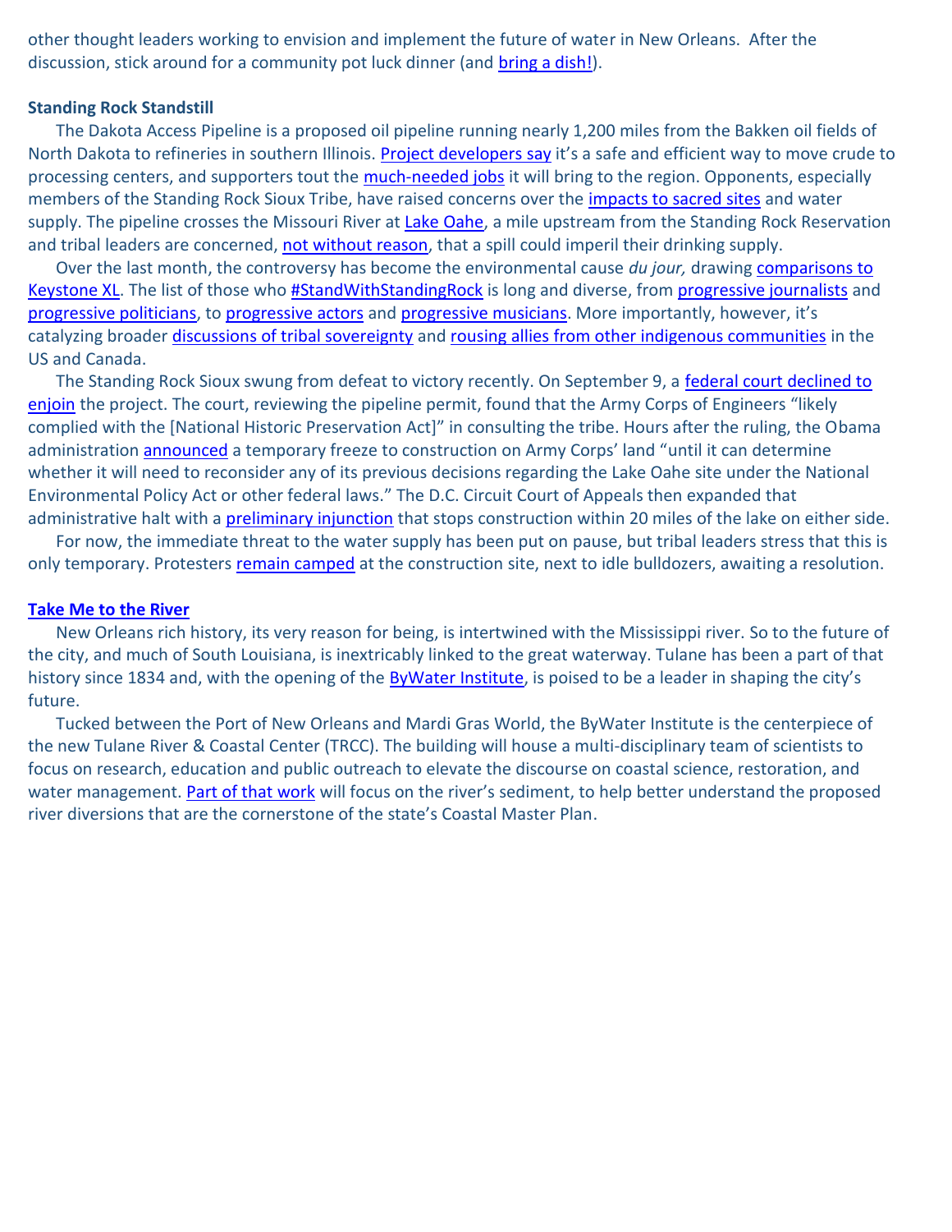other thought leaders working to envision and implement the future of water in New Orleans. After the discussion, stick around for a community pot luck dinner (and bring a dish!).

**Standing Rock Standstill**

The Dakota Access Pipeline is a proposed oil pipeline running nearly 1,200 miles from the Bakken oil fields of North Dakota to refineries in southern Illinois. Project developers say it's a safe and efficient way to move crude to processing centers, and supporters tout the much-needed jobs it will bring to the region. Opponents, especially members of the Standing Rock Sioux Tribe, have raised concerns over the impacts to sacred sites and water supply. The pipeline crosses the Missouri River at Lake Oahe, a mile upstream from the Standing Rock Reservation and tribal leaders are concerned, not without reason, that a spill could imperil their drinking supply.

Over the last month, the controversy has become the environmental cause *du jour,* drawing comparisons to Keystone XL. The list of those who #StandWithStandingRock is long and diverse, from progressive journalists and progressive politicians, to progressive actors and progressive musicians. More importantly, however, it's catalyzing broader discussions of tribal sovereignty and rousing allies from other indigenous communities in the US and Canada.

The Standing Rock Sioux swung from defeat to victory recently. On September 9, a federal court declined to enjoin the project. The court, reviewing the pipeline permit, found that the Army Corps of Engineers "likely complied with the [National Historic Preservation Act]" in consulting the tribe. Hours after the ruling, the Obama administration announced a temporary freeze to construction on Army Corps' land "until it can determine whether it will need to reconsider any of its previous decisions regarding the Lake Oahe site under the National Environmental Policy Act or other federal laws." The D.C. Circuit Court of Appeals then expanded that administrative halt with a preliminary injunction that stops construction within 20 miles of the lake on either side.

For now, the immediate threat to the water supply has been put on pause, but tribal leaders stress that this is only temporary. Protesters remain camped at the construction site, next to idle bulldozers, awaiting a resolution.

**Take Me to the River**

New Orleans rich history, its very reason for being, is intertwined with the Mississippi river. So to the future of the city, and much of South Louisiana, is inextricably linked to the great waterway. Tulane has been a part of that history since 1834 and, with the opening of the ByWater Institute, is poised to be a leader in shaping the city's future.

Tucked between the Port of New Orleans and Mardi Gras World, the ByWater Institute is the centerpiece of the new Tulane River & Coastal Center (TRCC). The building will house a multi-disciplinary team of scientists to focus on research, education and public outreach to elevate the discourse on coastal science, restoration, and water management. Part of that work will focus on the river's sediment, to help better understand the proposed river diversions that are the cornerstone of the state's Coastal Master Plan.